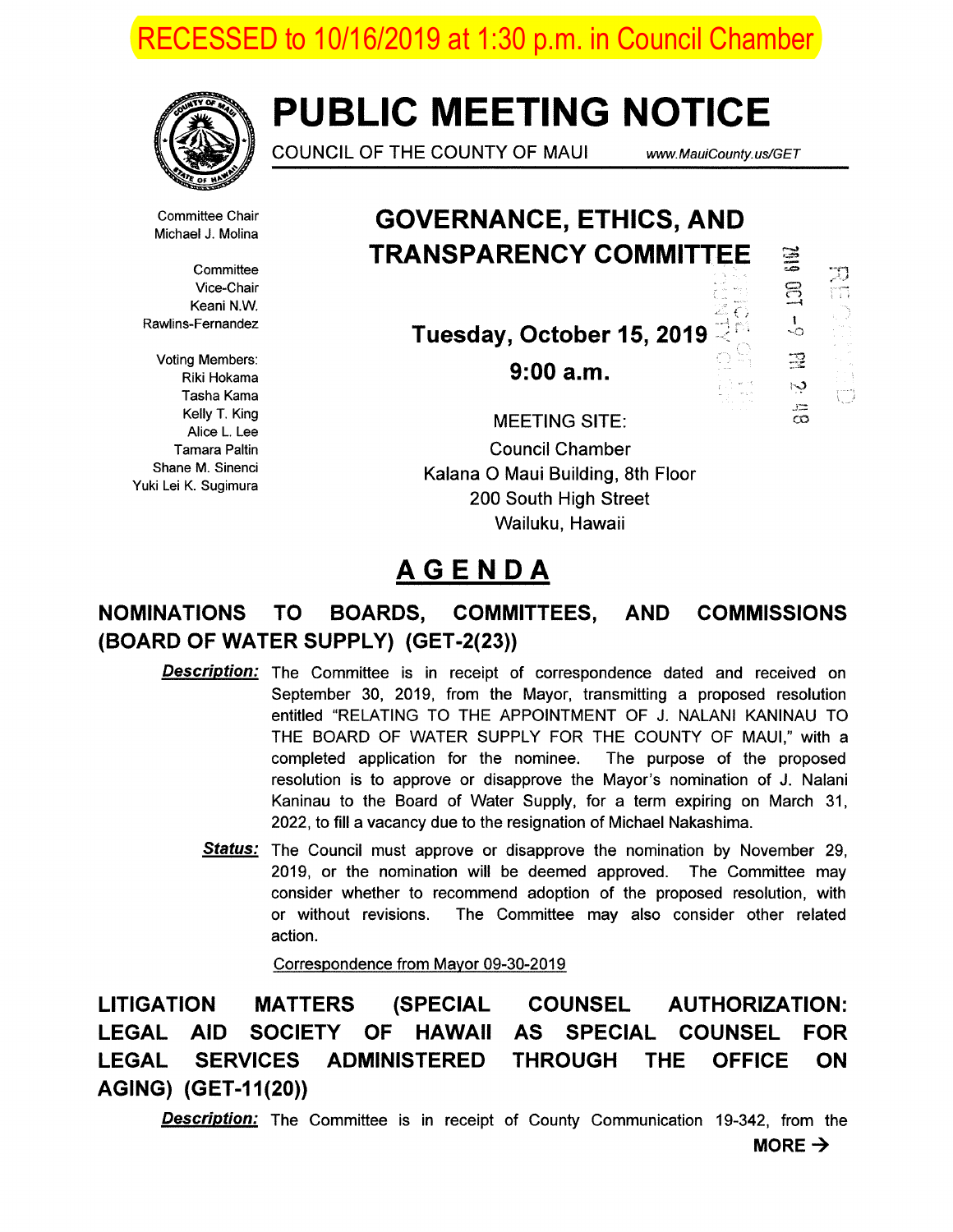RECESSED to 10/16/2019 at 1:30 p.m. in Council Chamber

# PUBLIC MEETING NOTICE

COUNCIL OF THE COUNTY OF MAUI www.MauiCounty.us/GET

Committee Chair
Michael J. Molina

Committee Vice-Chair
Keani N.W. Rawlins-Fernandez

Voting Members:
Riki Hokama
Tasha Kama
Kelly T. King
Alice L. Lee
Tamara Paltin
Shane M. Sinenci
Yuki Lei K. Sugimura

## GOVERNANCE, ETHICS, AND TRANSPARENCY COMMITTEE

**Tuesday, October 15, 2019**

**9:00 a.m.**

2019 OCT -9 PM 2:48

RECEIVED

OFFICE OF THE COUNTY CLERK

MEETING SITE:
Council Chamber
Kalana O Maui Building, 8th Floor
200 South High Street
Wailuku, Hawaii

# AGENDA

## NOMINATIONS TO BOARDS, COMMITTEES, AND COMMISSIONS (BOARD OF WATER SUPPLY) (GET-2(23))

***Description:*** The Committee is in receipt of correspondence dated and received on September 30, 2019, from the Mayor, transmitting a proposed resolution entitled "RELATING TO THE APPOINTMENT OF J. NALANI KANINAU TO THE BOARD OF WATER SUPPLY FOR THE COUNTY OF MAUI," with a completed application for the nominee. The purpose of the proposed resolution is to approve or disapprove the Mayor's nomination of J. Nalani Kaninau to the Board of Water Supply, for a term expiring on March 31, 2022, to fill a vacancy due to the resignation of Michael Nakashima.

***Status:*** The Council must approve or disapprove the nomination by November 29, 2019, or the nomination will be deemed approved. The Committee may consider whether to recommend adoption of the proposed resolution, with or without revisions. The Committee may also consider other related action.

Correspondence from Mayor 09-30-2019

## LITIGATION MATTERS (SPECIAL COUNSEL AUTHORIZATION: LEGAL AID SOCIETY OF HAWAII AS SPECIAL COUNSEL FOR LEGAL SERVICES ADMINISTERED THROUGH THE OFFICE ON AGING) (GET-11(20))

***Description:*** The Committee is in receipt of County Communication 19-342, from the

**MORE →**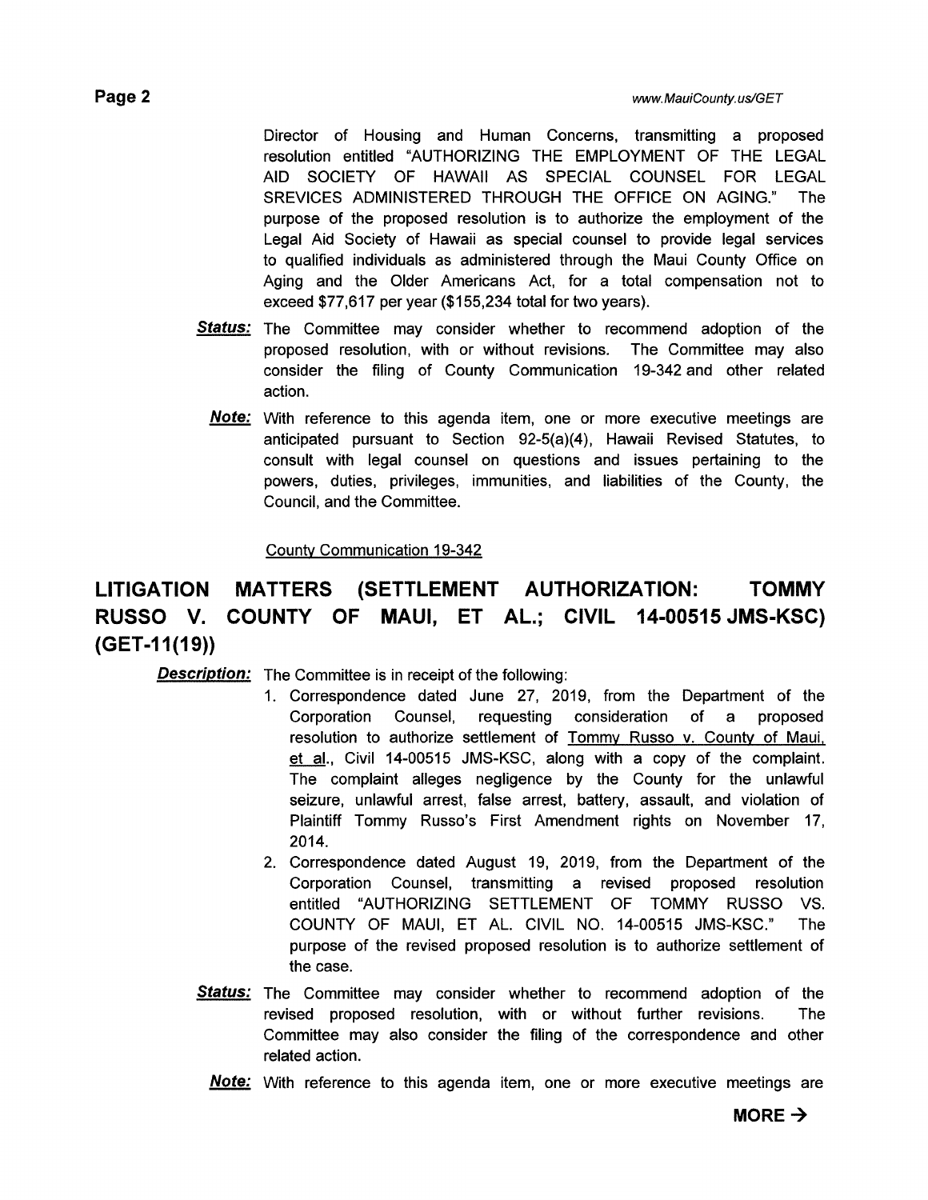Director of Housing and Human Concerns, transmitting a proposed resolution entitled "AUTHORIZING THE EMPLOYMENT OF THE LEGAL AID SOCIETY OF HAWAII AS SPECIAL COUNSEL FOR LEGAL SREVICES ADMINISTERED THROUGH THE OFFICE ON AGING." The purpose of the proposed resolution is to authorize the employment of the Legal Aid Society of Hawaii as special counsel to provide legal services to qualified individuals as administered through the Maui County Office on Aging and the Older Americans Act, for a total compensation not to exceed $77,617 per year ($155,234 total for two years).

***Status:*** The Committee may consider whether to recommend adoption of the proposed resolution, with or without revisions. The Committee may also consider the filing of County Communication 19-342 and other related action.

***Note:*** With reference to this agenda item, one or more executive meetings are anticipated pursuant to Section 92-5(a)(4), Hawaii Revised Statutes, to consult with legal counsel on questions and issues pertaining to the powers, duties, privileges, immunities, and liabilities of the County, the Council, and the Committee.

County Communication 19-342

## LITIGATION MATTERS (SETTLEMENT AUTHORIZATION: TOMMY RUSSO V. COUNTY OF MAUI, ET AL.; CIVIL 14-00515 JMS-KSC) (GET-11(19))

***Description:*** The Committee is in receipt of the following:

1. Correspondence dated June 27, 2019, from the Department of the Corporation Counsel, requesting consideration of a proposed resolution to authorize settlement of Tommy Russo v. County of Maui, et al., Civil 14-00515 JMS-KSC, along with a copy of the complaint. The complaint alleges negligence by the County for the unlawful seizure, unlawful arrest, false arrest, battery, assault, and violation of Plaintiff Tommy Russo's First Amendment rights on November 17, 2014.
2. Correspondence dated August 19, 2019, from the Department of the Corporation Counsel, transmitting a revised proposed resolution entitled "AUTHORIZING SETTLEMENT OF TOMMY RUSSO VS. COUNTY OF MAUI, ET AL. CIVIL NO. 14-00515 JMS-KSC." The purpose of the revised proposed resolution is to authorize settlement of the case.

***Status:*** The Committee may consider whether to recommend adoption of the revised proposed resolution, with or without further revisions. The Committee may also consider the filing of the correspondence and other related action.

***Note:*** With reference to this agenda item, one or more executive meetings are

**MORE →**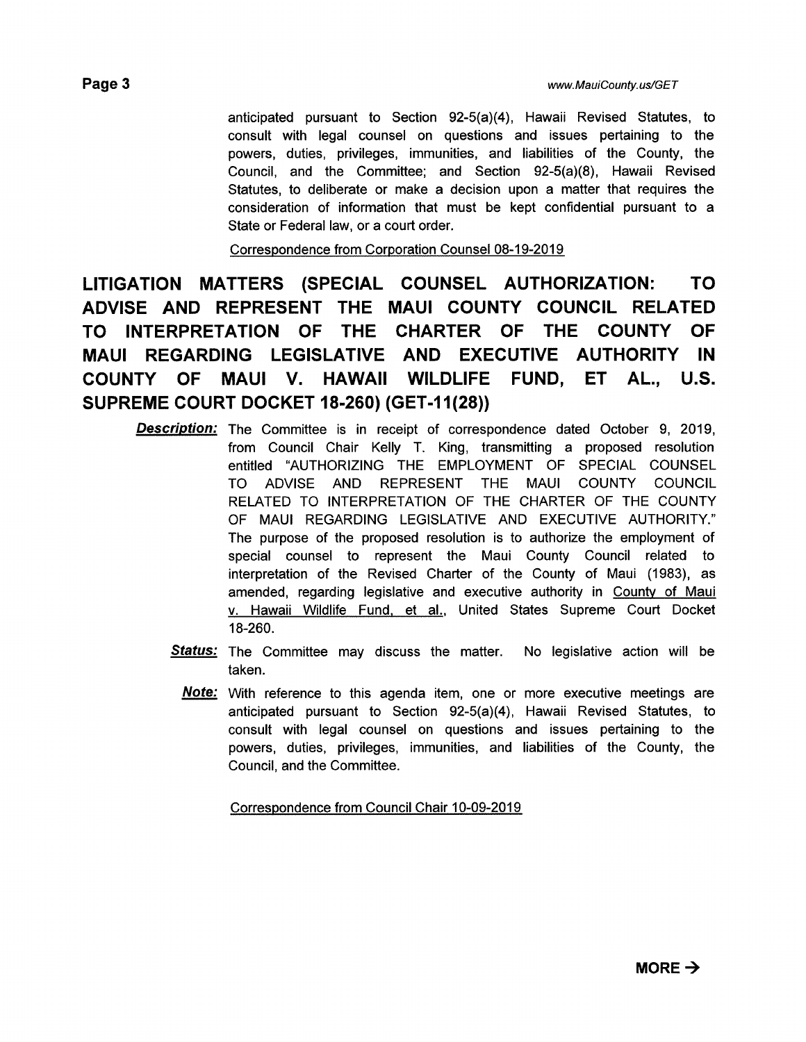anticipated pursuant to Section 92-5(a)(4), Hawaii Revised Statutes, to consult with legal counsel on questions and issues pertaining to the powers, duties, privileges, immunities, and liabilities of the County, the Council, and the Committee; and Section 92-5(a)(8), Hawaii Revised Statutes, to deliberate or make a decision upon a matter that requires the consideration of information that must be kept confidential pursuant to a State or Federal law, or a court order.

Correspondence from Corporation Counsel 08-19-2019

## LITIGATION MATTERS (SPECIAL COUNSEL AUTHORIZATION: TO ADVISE AND REPRESENT THE MAUI COUNTY COUNCIL RELATED TO INTERPRETATION OF THE CHARTER OF THE COUNTY OF MAUI REGARDING LEGISLATIVE AND EXECUTIVE AUTHORITY IN COUNTY OF MAUI V. HAWAII WILDLIFE FUND, ET AL., U.S. SUPREME COURT DOCKET 18-260) (GET-11(28))

***Description:*** The Committee is in receipt of correspondence dated October 9, 2019, from Council Chair Kelly T. King, transmitting a proposed resolution entitled "AUTHORIZING THE EMPLOYMENT OF SPECIAL COUNSEL TO ADVISE AND REPRESENT THE MAUI COUNTY COUNCIL RELATED TO INTERPRETATION OF THE CHARTER OF THE COUNTY OF MAUI REGARDING LEGISLATIVE AND EXECUTIVE AUTHORITY." The purpose of the proposed resolution is to authorize the employment of special counsel to represent the Maui County Council related to interpretation of the Revised Charter of the County of Maui (1983), as amended, regarding legislative and executive authority in County of Maui v. Hawaii Wildlife Fund, et al., United States Supreme Court Docket 18-260.

***Status:*** The Committee may discuss the matter. No legislative action will be taken.

***Note:*** With reference to this agenda item, one or more executive meetings are anticipated pursuant to Section 92-5(a)(4), Hawaii Revised Statutes, to consult with legal counsel on questions and issues pertaining to the powers, duties, privileges, immunities, and liabilities of the County, the Council, and the Committee.

Correspondence from Council Chair 10-09-2019

**MORE →**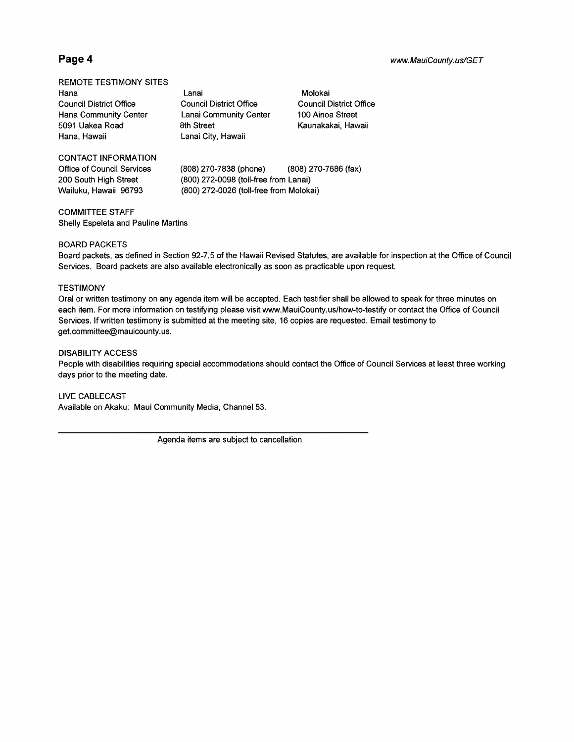REMOTE TESTIMONY SITES

| Hana | Lanai | Molokai |
| --- | --- | --- |
| Council District Office | Council District Office | Council District Office |
| Hana Community Center | Lanai Community Center | 100 Ainoa Street |
| 5091 Uakea Road | 8th Street | Kaunakakai, Hawaii |
| Hana, Hawaii | Lanai City, Hawaii | |

CONTACT INFORMATION

| | | |
| --- | --- | --- |
| Office of Council Services | (808) 270-7838 (phone) | (808) 270-7686 (fax) |
| 200 South High Street | (800) 272-0098 (toll-free from Lanai) | |
| Wailuku, Hawaii 96793 | (800) 272-0026 (toll-free from Molokai) | |

COMMITTEE STAFF

Shelly Espeleta and Pauline Martins

BOARD PACKETS

Board packets, as defined in Section 92-7.5 of the Hawaii Revised Statutes, are available for inspection at the Office of Council Services. Board packets are also available electronically as soon as practicable upon request.

TESTIMONY

Oral or written testimony on any agenda item will be accepted. Each testifier shall be allowed to speak for three minutes on each item. For more information on testifying please visit www.MauiCounty.us/how-to-testify or contact the Office of Council Services. If written testimony is submitted at the meeting site, 16 copies are requested. Email testimony to get.committee@mauicounty.us.

DISABILITY ACCESS

People with disabilities requiring special accommodations should contact the Office of Council Services at least three working days prior to the meeting date.

LIVE CABLECAST

Available on Akaku: Maui Community Media, Channel 53.

---

Agenda items are subject to cancellation.